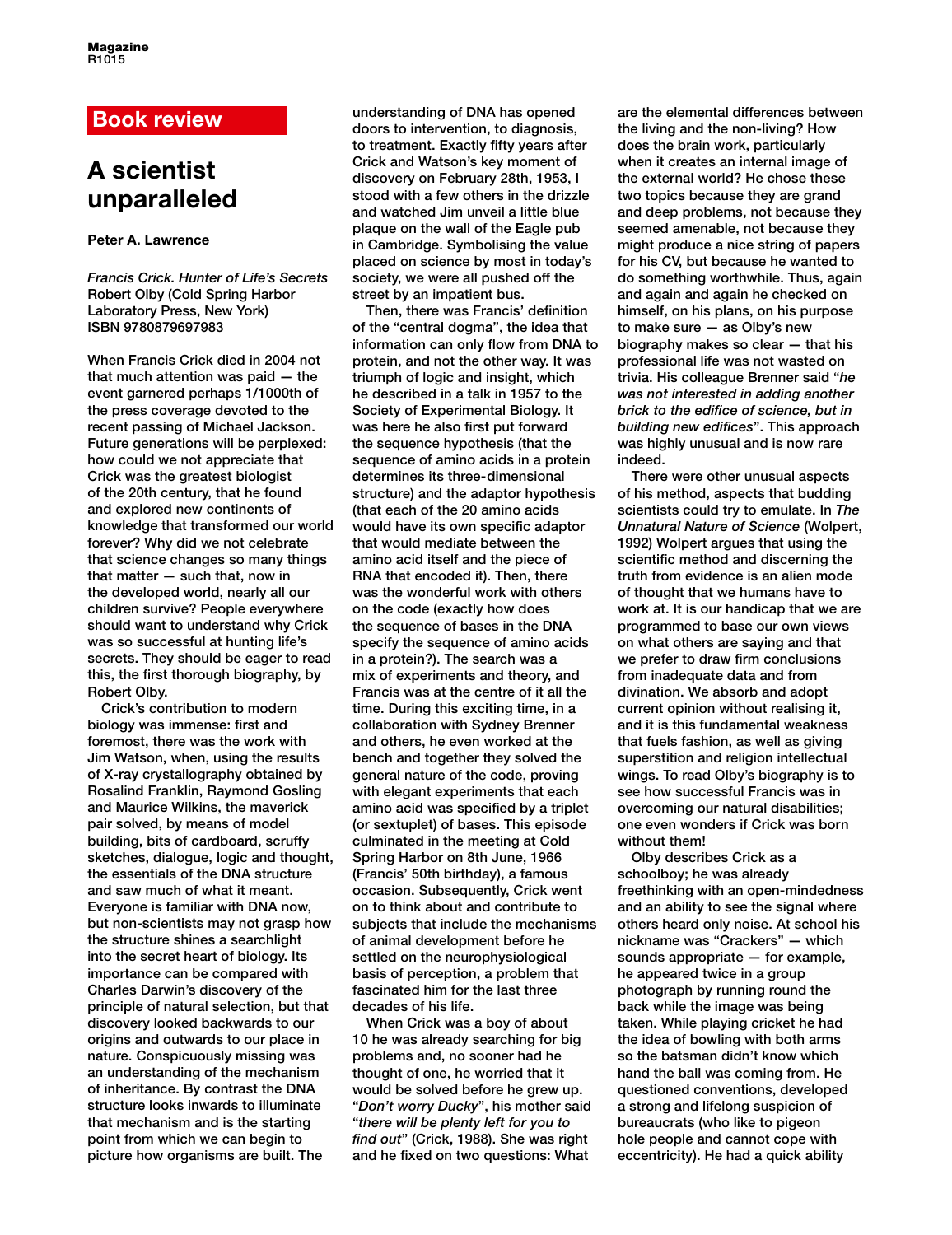## Book review

# A scientist unparalleled

**Peter A. Lawrence**

*Francis Crick. Hunter of Life's Secrets*
Robert Olby (Cold Spring Harbor Laboratory Press, New York)
ISBN 9780879697983

When Francis Crick died in 2004 not that much attention was paid — the event garnered perhaps 1/1000th of the press coverage devoted to the recent passing of Michael Jackson. Future generations will be perplexed: how could we not appreciate that Crick was the greatest biologist of the 20th century, that he found and explored new continents of knowledge that transformed our world forever? Why did we not celebrate that science changes so many things that matter — such that, now in the developed world, nearly all our children survive? People everywhere should want to understand why Crick was so successful at hunting life's secrets. They should be eager to read this, the first thorough biography, by Robert Olby.

Crick's contribution to modern biology was immense: first and foremost, there was the work with Jim Watson, when, using the results of X-ray crystallography obtained by Rosalind Franklin, Raymond Gosling and Maurice Wilkins, the maverick pair solved, by means of model building, bits of cardboard, scruffy sketches, dialogue, logic and thought, the essentials of the DNA structure and saw much of what it meant. Everyone is familiar with DNA now, but non-scientists may not grasp how the structure shines a searchlight into the secret heart of biology. Its importance can be compared with Charles Darwin's discovery of the principle of natural selection, but that discovery looked backwards to our origins and outwards to our place in nature. Conspicuously missing was an understanding of the mechanism of inheritance. By contrast the DNA structure looks inwards to illuminate that mechanism and is the starting point from which we can begin to picture how organisms are built. The understanding of DNA has opened doors to intervention, to diagnosis, to treatment. Exactly fifty years after Crick and Watson's key moment of discovery on February 28th, 1953, I stood with a few others in the drizzle and watched Jim unveil a little blue plaque on the wall of the Eagle pub in Cambridge. Symbolising the value placed on science by most in today's society, we were all pushed off the street by an impatient bus.

Then, there was Francis' definition of the "central dogma", the idea that information can only flow from DNA to protein, and not the other way. It was triumph of logic and insight, which he described in a talk in 1957 to the Society of Experimental Biology. It was here he also first put forward the sequence hypothesis (that the sequence of amino acids in a protein determines its three-dimensional structure) and the adaptor hypothesis (that each of the 20 amino acids would have its own specific adaptor that would mediate between the amino acid itself and the piece of RNA that encoded it). Then, there was the wonderful work with others on the code (exactly how does the sequence of bases in the DNA specify the sequence of amino acids in a protein?). The search was a mix of experiments and theory, and Francis was at the centre of it all the time. During this exciting time, in a collaboration with Sydney Brenner and others, he even worked at the bench and together they solved the general nature of the code, proving with elegant experiments that each amino acid was specified by a triplet (or sextuplet) of bases. This episode culminated in the meeting at Cold Spring Harbor on 8th June, 1966 (Francis' 50th birthday), a famous occasion. Subsequently, Crick went on to think about and contribute to subjects that include the mechanisms of animal development before he settled on the neurophysiological basis of perception, a problem that fascinated him for the last three decades of his life.

When Crick was a boy of about 10 he was already searching for big problems and, no sooner had he thought of one, he worried that it would be solved before he grew up. "*Don't worry Ducky*", his mother said "*there will be plenty left for you to find out*" (Crick, 1988). She was right and he fixed on two questions: What are the elemental differences between the living and the non-living? How does the brain work, particularly when it creates an internal image of the external world? He chose these two topics because they are grand and deep problems, not because they seemed amenable, not because they might produce a nice string of papers for his CV, but because he wanted to do something worthwhile. Thus, again and again and again he checked on himself, on his plans, on his purpose to make sure — as Olby's new biography makes so clear — that his professional life was not wasted on trivia. His colleague Brenner said "*he was not interested in adding another brick to the edifice of science, but in building new edifices*". This approach was highly unusual and is now rare indeed.

There were other unusual aspects of his method, aspects that budding scientists could try to emulate. In *The Unnatural Nature of Science* (Wolpert, 1992) Wolpert argues that using the scientific method and discerning the truth from evidence is an alien mode of thought that we humans have to work at. It is our handicap that we are programmed to base our own views on what others are saying and that we prefer to draw firm conclusions from inadequate data and from divination. We absorb and adopt current opinion without realising it, and it is this fundamental weakness that fuels fashion, as well as giving superstition and religion intellectual wings. To read Olby's biography is to see how successful Francis was in overcoming our natural disabilities; one even wonders if Crick was born without them!

Olby describes Crick as a schoolboy; he was already freethinking with an open-mindedness and an ability to see the signal where others heard only noise. At school his nickname was "Crackers" — which sounds appropriate — for example, he appeared twice in a group photograph by running round the back while the image was being taken. While playing cricket he had the idea of bowling with both arms so the batsman didn't know which hand the ball was coming from. He questioned conventions, developed a strong and lifelong suspicion of bureaucrats (who like to pigeon hole people and cannot cope with eccentricity). He had a quick ability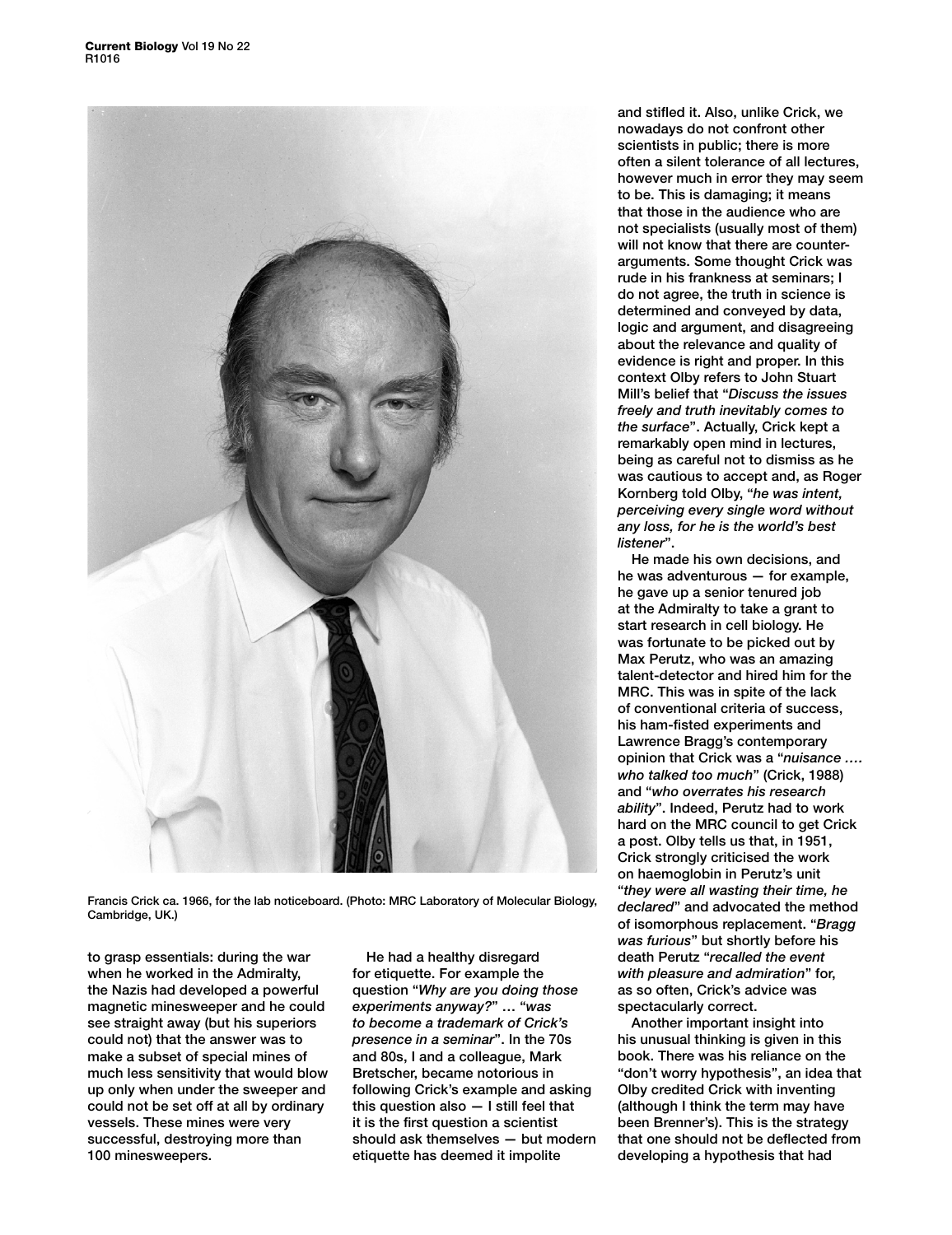Francis Crick ca. 1966, for the lab noticeboard. (Photo: MRC Laboratory of Molecular Biology, Cambridge, UK.)

to grasp essentials: during the war when he worked in the Admiralty, the Nazis had developed a powerful magnetic minesweeper and he could see straight away (but his superiors could not) that the answer was to make a subset of special mines of much less sensitivity that would blow up only when under the sweeper and could not be set off at all by ordinary vessels. These mines were very successful, destroying more than 100 minesweepers.

He had a healthy disregard for etiquette. For example the question "*Why are you doing those experiments anyway?*" … "*was to become a trademark of Crick's presence in a seminar*". In the 70s and 80s, I and a colleague, Mark Bretscher, became notorious in following Crick's example and asking this question also — I still feel that it is the first question a scientist should ask themselves — but modern etiquette has deemed it impolite and stifled it. Also, unlike Crick, we nowadays do not confront other scientists in public; there is more often a silent tolerance of all lectures, however much in error they may seem to be. This is damaging; it means that those in the audience who are not specialists (usually most of them) will not know that there are counter-arguments. Some thought Crick was rude in his frankness at seminars; I do not agree, the truth in science is determined and conveyed by data, logic and argument, and disagreeing about the relevance and quality of evidence is right and proper. In this context Olby refers to John Stuart Mill's belief that "*Discuss the issues freely and truth inevitably comes to the surface*". Actually, Crick kept a remarkably open mind in lectures, being as careful not to dismiss as he was cautious to accept and, as Roger Kornberg told Olby, "*he was intent, perceiving every single word without any loss, for he is the world's best listener*".

He made his own decisions, and he was adventurous — for example, he gave up a senior tenured job at the Admiralty to take a grant to start research in cell biology. He was fortunate to be picked out by Max Perutz, who was an amazing talent-detector and hired him for the MRC. This was in spite of the lack of conventional criteria of success, his ham-fisted experiments and Lawrence Bragg's contemporary opinion that Crick was a "*nuisance …. who talked too much*" (Crick, 1988) and "*who overrates his research ability*". Indeed, Perutz had to work hard on the MRC council to get Crick a post. Olby tells us that, in 1951, Crick strongly criticised the work on haemoglobin in Perutz's unit "*they were all wasting their time, he declared*" and advocated the method of isomorphous replacement. "*Bragg was furious*" but shortly before his death Perutz "*recalled the event with pleasure and admiration*" for, as so often, Crick's advice was spectacularly correct.

Another important insight into his unusual thinking is given in this book. There was his reliance on the "don't worry hypothesis", an idea that Olby credited Crick with inventing (although I think the term may have been Brenner's). This is the strategy that one should not be deflected from developing a hypothesis that had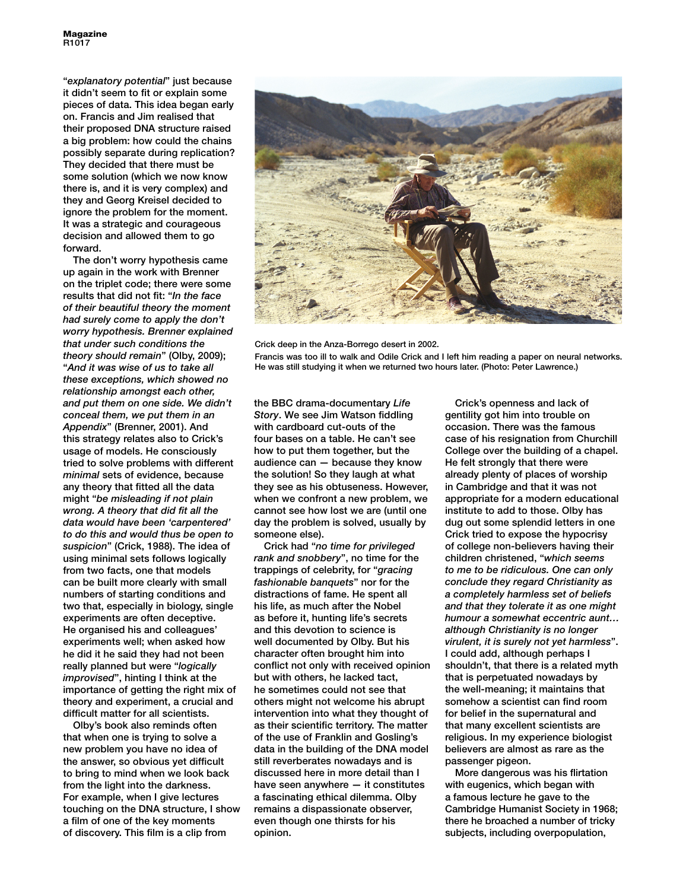"*explanatory potential*" just because it didn't seem to fit or explain some pieces of data. This idea began early on. Francis and Jim realised that their proposed DNA structure raised a big problem: how could the chains possibly separate during replication? They decided that there must be some solution (which we now know there is, and it is very complex) and they and Georg Kreisel decided to ignore the problem for the moment. It was a strategic and courageous decision and allowed them to go forward.

The don't worry hypothesis came up again in the work with Brenner on the triplet code; there were some results that did not fit: "*In the face of their beautiful theory the moment had surely come to apply the don't worry hypothesis. Brenner explained that under such conditions the theory should remain*" (Olby, 2009); "*And it was wise of us to take all these exceptions, which showed no relationship amongst each other, and put them on one side. We didn't conceal them, we put them in an Appendix*" (Brenner, 2001). And this strategy relates also to Crick's usage of models. He consciously tried to solve problems with different *minimal* sets of evidence, because any theory that fitted all the data might "*be misleading if not plain wrong. A theory that did fit all the data would have been 'carpentered' to do this and would thus be open to suspicion*" (Crick, 1988). The idea of using minimal sets follows logically from two facts, one that models can be built more clearly with small numbers of starting conditions and two that, especially in biology, single experiments are often deceptive. He organised his and colleagues' experiments well; when asked how he did it he said they had not been really planned but were "*logically improvised*", hinting I think at the importance of getting the right mix of theory and experiment, a crucial and difficult matter for all scientists.

Olby's book also reminds often that when one is trying to solve a new problem you have no idea of the answer, so obvious yet difficult to bring to mind when we look back from the light into the darkness. For example, when I give lectures touching on the DNA structure, I show a film of one of the key moments of discovery. This film is a clip from the BBC drama-documentary *Life Story*. We see Jim Watson fiddling with cardboard cut-outs of the four bases on a table. He can't see how to put them together, but the audience can — because they know the solution! So they laugh at what they see as his obtuseness. However, when we confront a new problem, we cannot see how lost we are (until one day the problem is solved, usually by someone else).

Crick deep in the Anza-Borrego desert in 2002.
Francis was too ill to walk and Odile Crick and I left him reading a paper on neural networks. He was still studying it when we returned two hours later. (Photo: Peter Lawrence.)

Crick had "*no time for privileged rank and snobbery*", no time for the trappings of celebrity, for "*gracing fashionable banquets*" nor for the distractions of fame. He spent all his life, as much after the Nobel as before it, hunting life's secrets and this devotion to science is well documented by Olby. But his character often brought him into conflict not only with received opinion but with others, he lacked tact, he sometimes could not see that others might not welcome his abrupt intervention into what they thought of as their scientific territory. The matter of the use of Franklin and Gosling's data in the building of the DNA model still reverberates nowadays and is discussed here in more detail than I have seen anywhere — it constitutes a fascinating ethical dilemma. Olby remains a dispassionate observer, even though one thirsts for his opinion.

Crick's openness and lack of gentility got him into trouble on occasion. There was the famous case of his resignation from Churchill College over the building of a chapel. He felt strongly that there were already plenty of places of worship in Cambridge and that it was not appropriate for a modern educational institute to add to those. Olby has dug out some splendid letters in one Crick tried to expose the hypocrisy of college non-believers having their children christened, "*which seems to me to be ridiculous. One can only conclude they regard Christianity as a completely harmless set of beliefs and that they tolerate it as one might humour a somewhat eccentric aunt… although Christianity is no longer virulent, it is surely not yet harmless*". I could add, although perhaps I shouldn't, that there is a related myth that is perpetuated nowadays by the well-meaning; it maintains that somehow a scientist can find room for belief in the supernatural and that many excellent scientists are religious. In my experience biologist believers are almost as rare as the passenger pigeon.

More dangerous was his flirtation with eugenics, which began with a famous lecture he gave to the Cambridge Humanist Society in 1968; there he broached a number of tricky subjects, including overpopulation,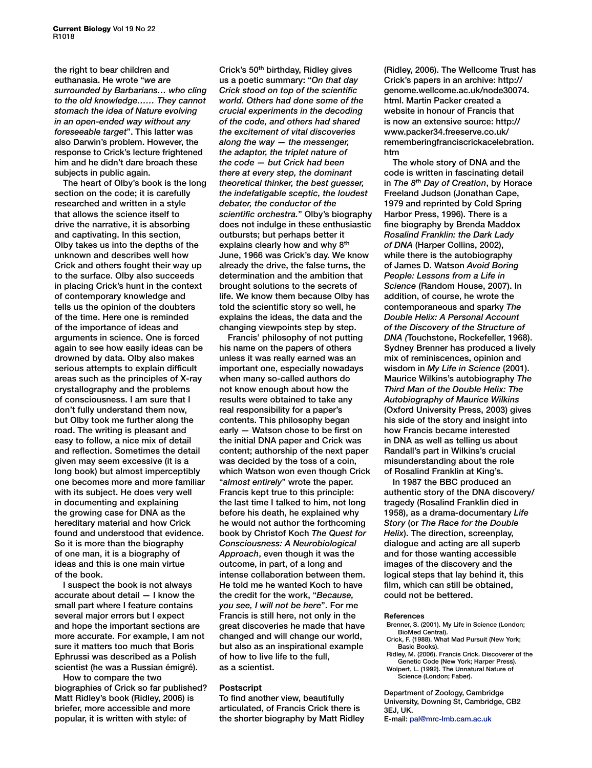the right to bear children and euthanasia. He wrote "*we are surrounded by Barbarians… who cling to the old knowledge…… They cannot stomach the idea of Nature evolving in an open-ended way without any foreseeable target*". This latter was also Darwin's problem. However, the response to Crick's lecture frightened him and he didn't dare broach these subjects in public again.

The heart of Olby's book is the long section on the code; it is carefully researched and written in a style that allows the science itself to drive the narrative, it is absorbing and captivating. In this section, Olby takes us into the depths of the unknown and describes well how Crick and others fought their way up to the surface. Olby also succeeds in placing Crick's hunt in the context of contemporary knowledge and tells us the opinion of the doubters of the time. Here one is reminded of the importance of ideas and arguments in science. One is forced again to see how easily ideas can be drowned by data. Olby also makes serious attempts to explain difficult areas such as the principles of X-ray crystallography and the problems of consciousness. I am sure that I don't fully understand them now, but Olby took me further along the road. The writing is pleasant and easy to follow, a nice mix of detail and reflection. Sometimes the detail given may seem excessive (it is a long book) but almost imperceptibly one becomes more and more familiar with its subject. He does very well in documenting and explaining the growing case for DNA as the hereditary material and how Crick found and understood that evidence. So it is more than the biography of one man, it is a biography of ideas and this is one main virtue of the book.

I suspect the book is not always accurate about detail — I know the small part where I feature contains several major errors but I expect and hope the important sections are more accurate. For example, I am not sure it matters too much that Boris Ephrussi was described as a Polish scientist (he was a Russian émigré).

How to compare the two biographies of Crick so far published? Matt Ridley's book (Ridley, 2006) is briefer, more accessible and more popular, it is written with style: of Crick's 50th birthday, Ridley gives us a poetic summary: "*On that day Crick stood on top of the scientific world. Others had done some of the crucial experiments in the decoding of the code, and others had shared the excitement of vital discoveries along the way — the messenger, the adaptor, the triplet nature of the code — but Crick had been there at every step, the dominant theoretical thinker, the best guesser, the indefatigable sceptic, the loudest debater, the conductor of the scientific orchestra.*" Olby's biography does not indulge in these enthusiastic outbursts; but perhaps better it explains clearly how and why 8th June, 1966 was Crick's day. We know already the drive, the false turns, the determination and the ambition that brought solutions to the secrets of life. We know them because Olby has told the scientific story so well, he explains the ideas, the data and the changing viewpoints step by step.

Francis' philosophy of not putting his name on the papers of others unless it was really earned was an important one, especially nowadays when many so-called authors do not know enough about how the results were obtained to take any real responsibility for a paper's contents. This philosophy began early — Watson chose to be first on the initial DNA paper and Crick was content; authorship of the next paper was decided by the toss of a coin, which Watson won even though Crick "*almost entirely*" wrote the paper. Francis kept true to this principle: the last time I talked to him, not long before his death, he explained why he would not author the forthcoming book by Christof Koch *The Quest for Consciousness: A Neurobiological Approach*, even though it was the outcome, in part, of a long and intense collaboration between them. He told me he wanted Koch to have the credit for the work, "*Because, you see, I will not be here*". For me Francis is still here, not only in the great discoveries he made that have changed and will change our world, but also as an inspirational example of how to live life to the full, as a scientist.

## Postscript

To find another view, beautifully articulated, of Francis Crick there is the shorter biography by Matt Ridley (Ridley, 2006). The Wellcome Trust has Crick's papers in an archive: http://genome.wellcome.ac.uk/node30074.html. Martin Packer created a website in honour of Francis that is now an extensive source: http://www.packer34.freeserve.co.uk/rememberingfranciscrickacelebration.htm

The whole story of DNA and the code is written in fascinating detail in *The 8th Day of Creation*, by Horace Freeland Judson (Jonathan Cape, 1979 and reprinted by Cold Spring Harbor Press, 1996). There is a fine biography by Brenda Maddox *Rosalind Franklin: the Dark Lady of DNA* (Harper Collins, 2002), while there is the autobiography of James D. Watson *Avoid Boring People: Lessons from a Life in Science* (Random House, 2007). In addition, of course, he wrote the contemporaneous and sparky *The Double Helix: A Personal Account of the Discovery of the Structure of DNA (*Touchstone, Rockefeller, 1968). Sydney Brenner has produced a lively mix of reminiscences, opinion and wisdom in *My Life in Science* (2001). Maurice Wilkins's autobiography *The Third Man of the Double Helix: The Autobiography of Maurice Wilkins* (Oxford University Press, 2003) gives his side of the story and insight into how Francis became interested in DNA as well as telling us about Randall's part in Wilkins's crucial misunderstanding about the role of Rosalind Franklin at King's.

In 1987 the BBC produced an authentic story of the DNA discovery/tragedy (Rosalind Franklin died in 1958), as a drama-documentary *Life Story* (or *The Race for the Double Helix*). The direction, screenplay, dialogue and acting are all superb and for those wanting accessible images of the discovery and the logical steps that lay behind it, this film, which can still be obtained, could not be bettered.

### References

Brenner, S. (2001). My Life in Science (London; BioMed Central).

Crick, F. (1988). What Mad Pursuit (New York; Basic Books).

Ridley, M. (2006). Francis Crick. Discoverer of the Genetic Code (New York; Harper Press).

Wolpert, L. (1992). The Unnatural Nature of Science (London; Faber).

Department of Zoology, Cambridge University, Downing St, Cambridge, CB2 3EJ, UK.
E-mail: pal@mrc-lmb.cam.ac.uk